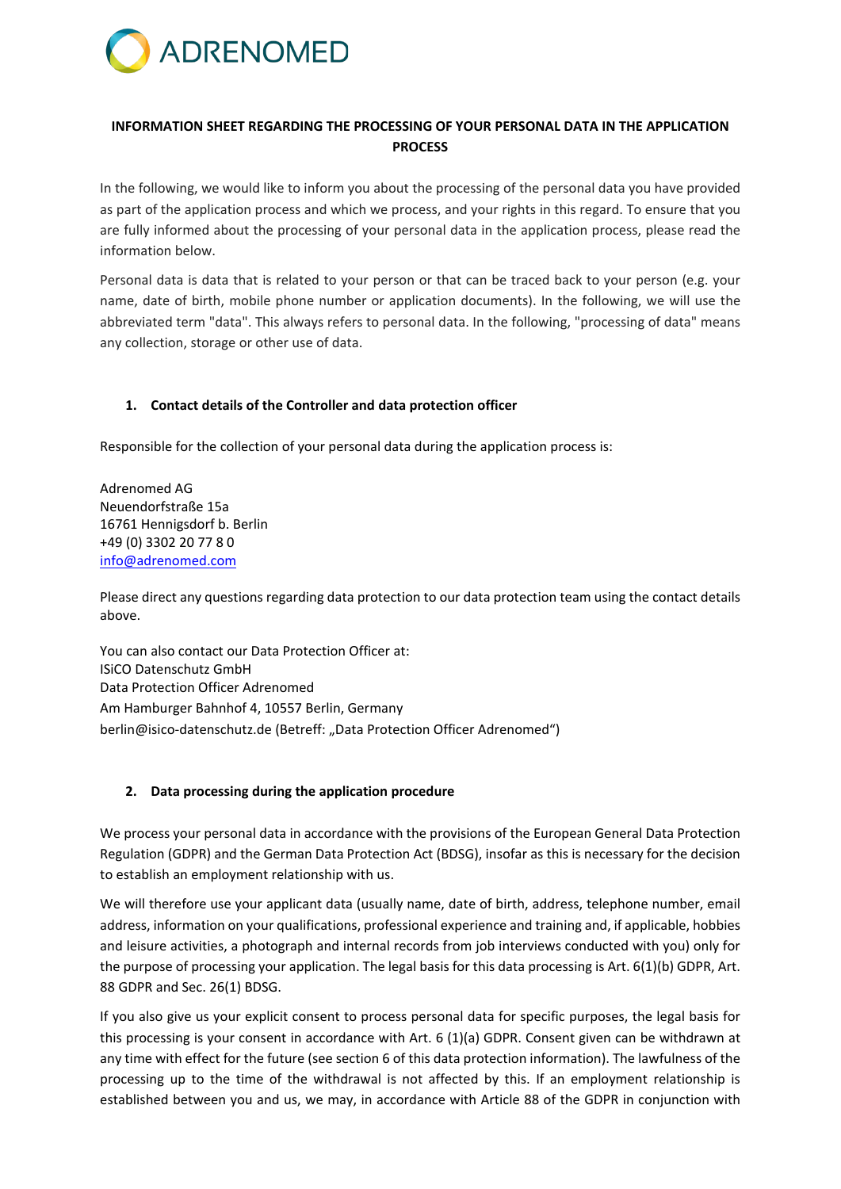ADRENOMED

# INFORMATION SHEET REGARDING THE PROCESSING OF YOUR PERSONAL DATA IN THE APPLICATION PROCESS

In the following, we would like to inform you about the processing of the personal data you have provided as part of the application process and which we process, and your rights in this regard. To ensure that you are fully informed about the processing of your personal data in the application process, please read the information below.

Personal data is data that is related to your person or that can be traced back to your person (e.g. your name, date of birth, mobile phone number or application documents). In the following, we will use the abbreviated term "data". This always refers to personal data. In the following, "processing of data" means any collection, storage or other use of data.

## 1. Contact details of the Controller and data protection officer

Responsible for the collection of your personal data during the application process is:

Adrenomed AG
Neuendorfstraße 15a
16761 Hennigsdorf b. Berlin
+49 (0) 3302 20 77 8 0
info@adrenomed.com

Please direct any questions regarding data protection to our data protection team using the contact details above.

You can also contact our Data Protection Officer at:
ISiCO Datenschutz GmbH
Data Protection Officer Adrenomed
Am Hamburger Bahnhof 4, 10557 Berlin, Germany
berlin@isico-datenschutz.de (Betreff: „Data Protection Officer Adrenomed“)

## 2. Data processing during the application procedure

We process your personal data in accordance with the provisions of the European General Data Protection Regulation (GDPR) and the German Data Protection Act (BDSG), insofar as this is necessary for the decision to establish an employment relationship with us.

We will therefore use your applicant data (usually name, date of birth, address, telephone number, email address, information on your qualifications, professional experience and training and, if applicable, hobbies and leisure activities, a photograph and internal records from job interviews conducted with you) only for the purpose of processing your application. The legal basis for this data processing is Art. 6(1)(b) GDPR, Art. 88 GDPR and Sec. 26(1) BDSG.

If you also give us your explicit consent to process personal data for specific purposes, the legal basis for this processing is your consent in accordance with Art. 6 (1)(a) GDPR. Consent given can be withdrawn at any time with effect for the future (see section 6 of this data protection information). The lawfulness of the processing up to the time of the withdrawal is not affected by this. If an employment relationship is established between you and us, we may, in accordance with Article 88 of the GDPR in conjunction with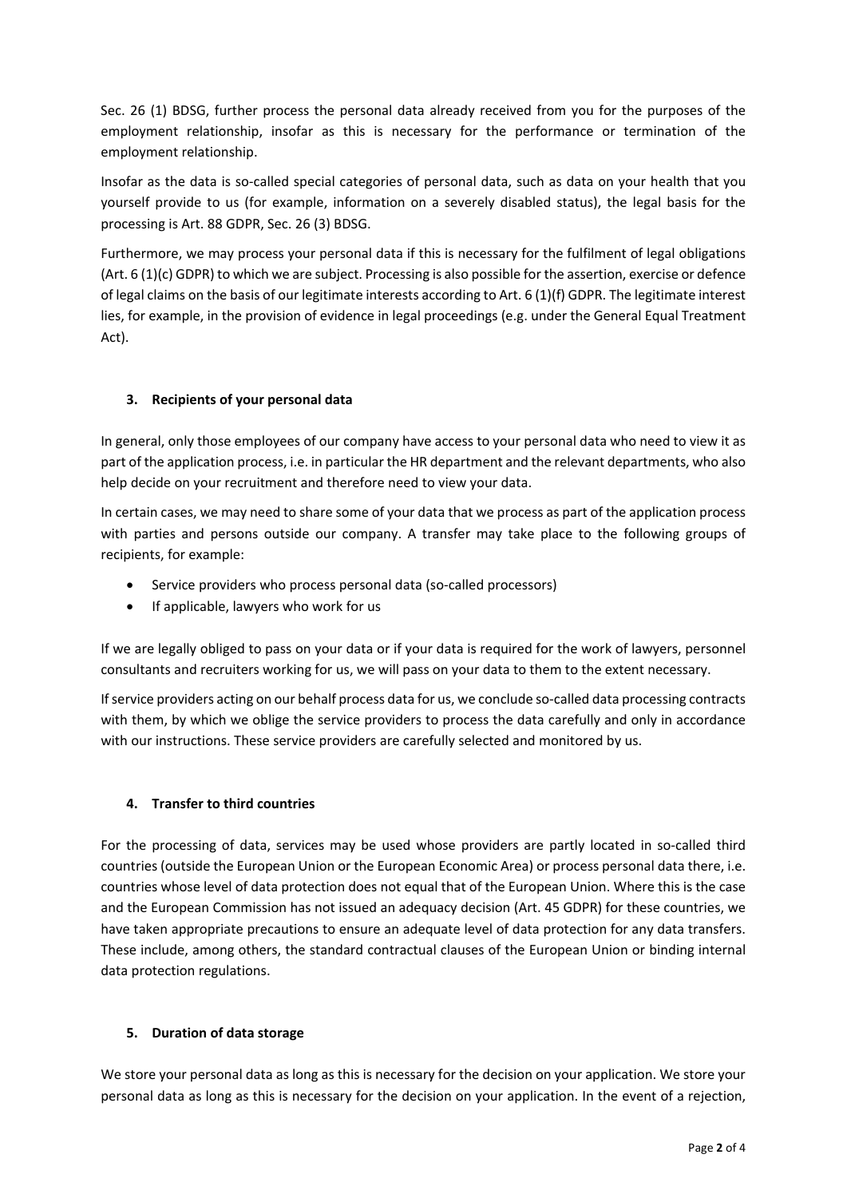Sec. 26 (1) BDSG, further process the personal data already received from you for the purposes of the employment relationship, insofar as this is necessary for the performance or termination of the employment relationship.

Insofar as the data is so-called special categories of personal data, such as data on your health that you yourself provide to us (for example, information on a severely disabled status), the legal basis for the processing is Art. 88 GDPR, Sec. 26 (3) BDSG.

Furthermore, we may process your personal data if this is necessary for the fulfilment of legal obligations (Art. 6 (1)(c) GDPR) to which we are subject. Processing is also possible for the assertion, exercise or defence of legal claims on the basis of our legitimate interests according to Art. 6 (1)(f) GDPR. The legitimate interest lies, for example, in the provision of evidence in legal proceedings (e.g. under the General Equal Treatment Act).

### 3. Recipients of your personal data

In general, only those employees of our company have access to your personal data who need to view it as part of the application process, i.e. in particular the HR department and the relevant departments, who also help decide on your recruitment and therefore need to view your data.

In certain cases, we may need to share some of your data that we process as part of the application process with parties and persons outside our company. A transfer may take place to the following groups of recipients, for example:

- Service providers who process personal data (so-called processors)
- If applicable, lawyers who work for us

If we are legally obliged to pass on your data or if your data is required for the work of lawyers, personnel consultants and recruiters working for us, we will pass on your data to them to the extent necessary.

If service providers acting on our behalf process data for us, we conclude so-called data processing contracts with them, by which we oblige the service providers to process the data carefully and only in accordance with our instructions. These service providers are carefully selected and monitored by us.

### 4. Transfer to third countries

For the processing of data, services may be used whose providers are partly located in so-called third countries (outside the European Union or the European Economic Area) or process personal data there, i.e. countries whose level of data protection does not equal that of the European Union. Where this is the case and the European Commission has not issued an adequacy decision (Art. 45 GDPR) for these countries, we have taken appropriate precautions to ensure an adequate level of data protection for any data transfers. These include, among others, the standard contractual clauses of the European Union or binding internal data protection regulations.

### 5. Duration of data storage

We store your personal data as long as this is necessary for the decision on your application. We store your personal data as long as this is necessary for the decision on your application. In the event of a rejection,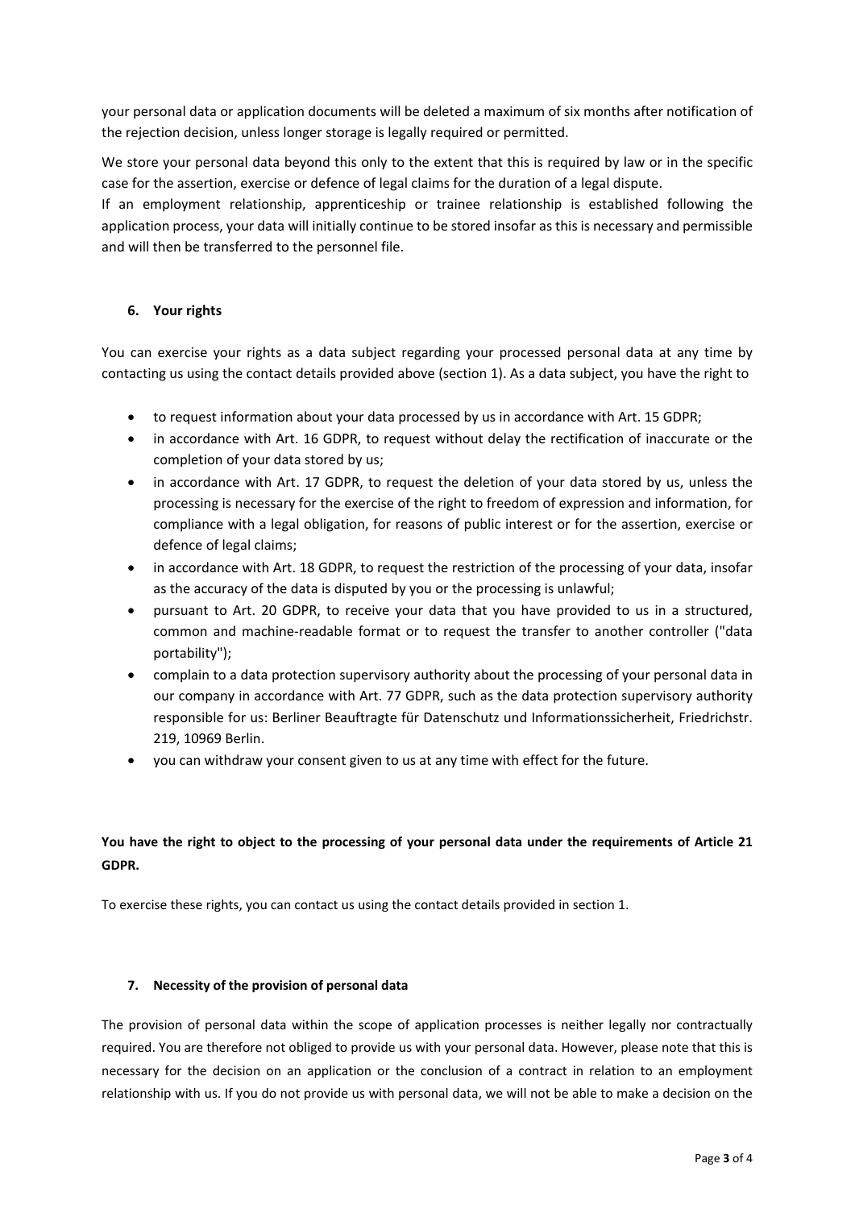your personal data or application documents will be deleted a maximum of six months after notification of the rejection decision, unless longer storage is legally required or permitted.

We store your personal data beyond this only to the extent that this is required by law or in the specific case for the assertion, exercise or defence of legal claims for the duration of a legal dispute.
If an employment relationship, apprenticeship or trainee relationship is established following the application process, your data will initially continue to be stored insofar as this is necessary and permissible and will then be transferred to the personnel file.

## 6. Your rights

You can exercise your rights as a data subject regarding your processed personal data at any time by contacting us using the contact details provided above (section 1). As a data subject, you have the right to

- to request information about your data processed by us in accordance with Art. 15 GDPR;
- in accordance with Art. 16 GDPR, to request without delay the rectification of inaccurate or the completion of your data stored by us;
- in accordance with Art. 17 GDPR, to request the deletion of your data stored by us, unless the processing is necessary for the exercise of the right to freedom of expression and information, for compliance with a legal obligation, for reasons of public interest or for the assertion, exercise or defence of legal claims;
- in accordance with Art. 18 GDPR, to request the restriction of the processing of your data, insofar as the accuracy of the data is disputed by you or the processing is unlawful;
- pursuant to Art. 20 GDPR, to receive your data that you have provided to us in a structured, common and machine-readable format or to request the transfer to another controller ("data portability");
- complain to a data protection supervisory authority about the processing of your personal data in our company in accordance with Art. 77 GDPR, such as the data protection supervisory authority responsible for us: Berliner Beauftragte für Datenschutz und Informationssicherheit, Friedrichstr. 219, 10969 Berlin.
- you can withdraw your consent given to us at any time with effect for the future.

**You have the right to object to the processing of your personal data under the requirements of Article 21 GDPR.**

To exercise these rights, you can contact us using the contact details provided in section 1.

## 7. Necessity of the provision of personal data

The provision of personal data within the scope of application processes is neither legally nor contractually required. You are therefore not obliged to provide us with your personal data. However, please note that this is necessary for the decision on an application or the conclusion of a contract in relation to an employment relationship with us. If you do not provide us with personal data, we will not be able to make a decision on the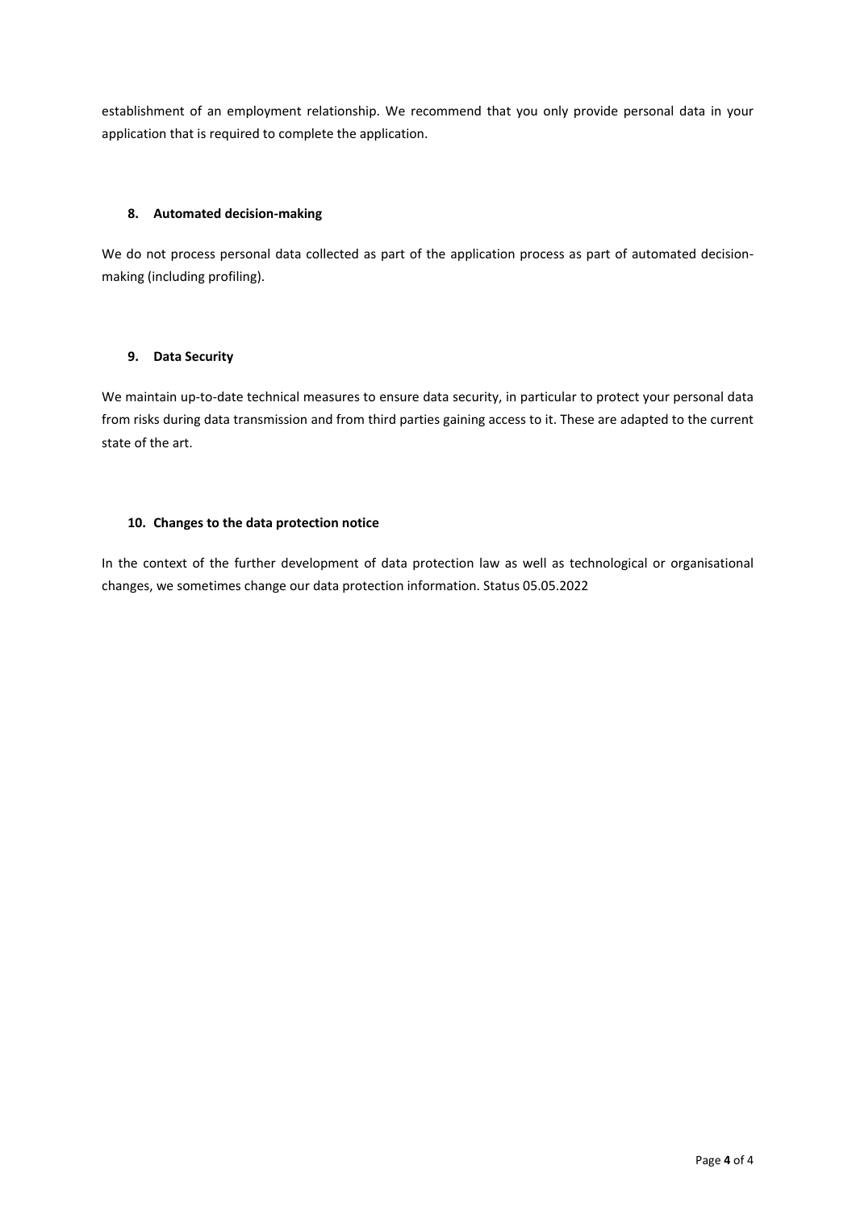establishment of an employment relationship. We recommend that you only provide personal data in your application that is required to complete the application.

### 8. Automated decision-making

We do not process personal data collected as part of the application process as part of automated decision-making (including profiling).

### 9. Data Security

We maintain up-to-date technical measures to ensure data security, in particular to protect your personal data from risks during data transmission and from third parties gaining access to it. These are adapted to the current state of the art.

### 10. Changes to the data protection notice

In the context of the further development of data protection law as well as technological or organisational changes, we sometimes change our data protection information. Status 05.05.2022